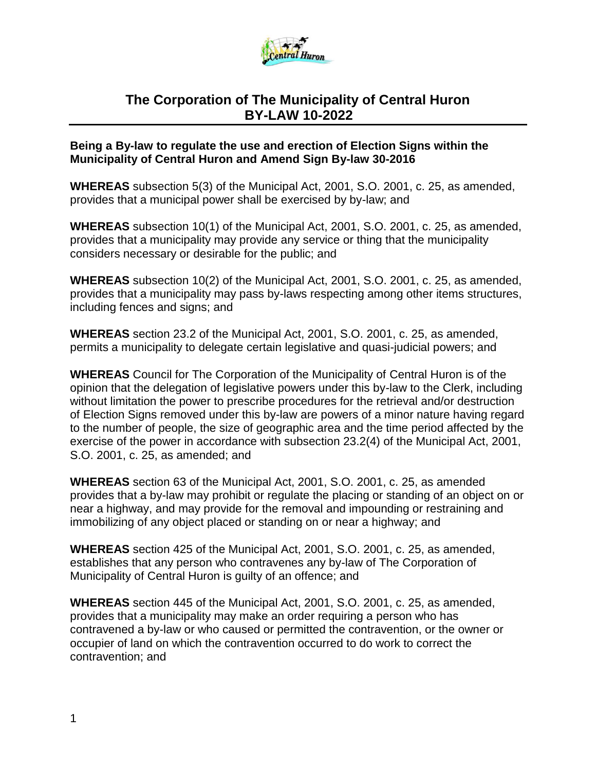# The Corporation of The Municipality of Central Huron
# BY-LAW 10-2022

**Being a By-law to regulate the use and erection of Election Signs within the Municipality of Central Huron and Amend Sign By-law 30-2016**

**WHEREAS** subsection 5(3) of the Municipal Act, 2001, S.O. 2001, c. 25, as amended, provides that a municipal power shall be exercised by by-law; and

**WHEREAS** subsection 10(1) of the Municipal Act, 2001, S.O. 2001, c. 25, as amended, provides that a municipality may provide any service or thing that the municipality considers necessary or desirable for the public; and

**WHEREAS** subsection 10(2) of the Municipal Act, 2001, S.O. 2001, c. 25, as amended, provides that a municipality may pass by-laws respecting among other items structures, including fences and signs; and

**WHEREAS** section 23.2 of the Municipal Act, 2001, S.O. 2001, c. 25, as amended, permits a municipality to delegate certain legislative and quasi-judicial powers; and

**WHEREAS** Council for The Corporation of the Municipality of Central Huron is of the opinion that the delegation of legislative powers under this by-law to the Clerk, including without limitation the power to prescribe procedures for the retrieval and/or destruction of Election Signs removed under this by-law are powers of a minor nature having regard to the number of people, the size of geographic area and the time period affected by the exercise of the power in accordance with subsection 23.2(4) of the Municipal Act, 2001, S.O. 2001, c. 25, as amended; and

**WHEREAS** section 63 of the Municipal Act, 2001, S.O. 2001, c. 25, as amended provides that a by-law may prohibit or regulate the placing or standing of an object on or near a highway, and may provide for the removal and impounding or restraining and immobilizing of any object placed or standing on or near a highway; and

**WHEREAS** section 425 of the Municipal Act, 2001, S.O. 2001, c. 25, as amended, establishes that any person who contravenes any by-law of The Corporation of Municipality of Central Huron is guilty of an offence; and

**WHEREAS** section 445 of the Municipal Act, 2001, S.O. 2001, c. 25, as amended, provides that a municipality may make an order requiring a person who has contravened a by-law or who caused or permitted the contravention, or the owner or occupier of land on which the contravention occurred to do work to correct the contravention; and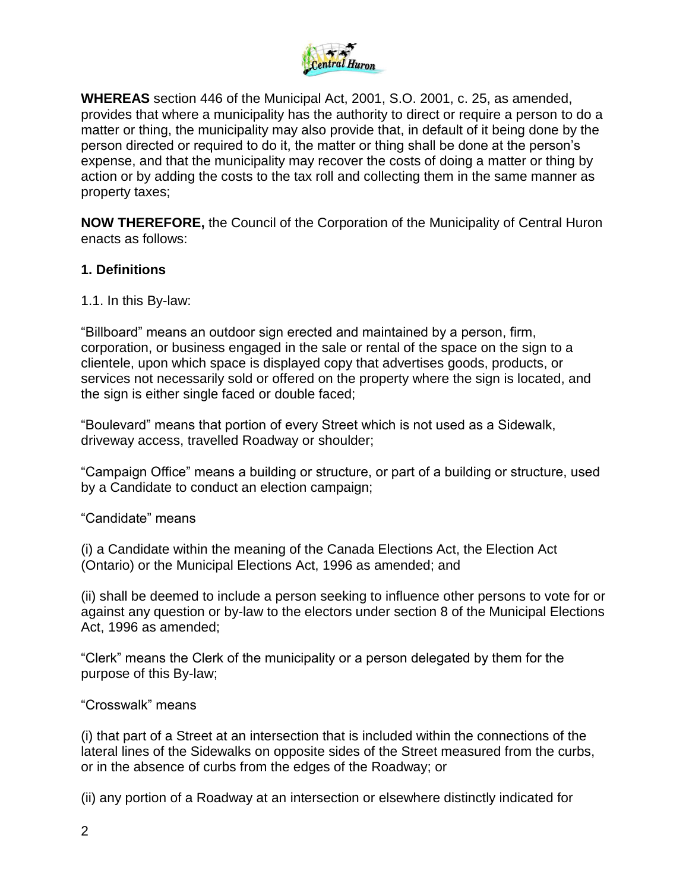**WHEREAS** section 446 of the Municipal Act, 2001, S.O. 2001, c. 25, as amended, provides that where a municipality has the authority to direct or require a person to do a matter or thing, the municipality may also provide that, in default of it being done by the person directed or required to do it, the matter or thing shall be done at the person's expense, and that the municipality may recover the costs of doing a matter or thing by action or by adding the costs to the tax roll and collecting them in the same manner as property taxes;

**NOW THEREFORE,** the Council of the Corporation of the Municipality of Central Huron enacts as follows:

## 1. Definitions

1.1. In this By-law:

"Billboard" means an outdoor sign erected and maintained by a person, firm, corporation, or business engaged in the sale or rental of the space on the sign to a clientele, upon which space is displayed copy that advertises goods, products, or services not necessarily sold or offered on the property where the sign is located, and the sign is either single faced or double faced;

"Boulevard" means that portion of every Street which is not used as a Sidewalk, driveway access, travelled Roadway or shoulder;

"Campaign Office" means a building or structure, or part of a building or structure, used by a Candidate to conduct an election campaign;

"Candidate" means

(i) a Candidate within the meaning of the Canada Elections Act, the Election Act (Ontario) or the Municipal Elections Act, 1996 as amended; and

(ii) shall be deemed to include a person seeking to influence other persons to vote for or against any question or by-law to the electors under section 8 of the Municipal Elections Act, 1996 as amended;

"Clerk" means the Clerk of the municipality or a person delegated by them for the purpose of this By-law;

"Crosswalk" means

(i) that part of a Street at an intersection that is included within the connections of the lateral lines of the Sidewalks on opposite sides of the Street measured from the curbs, or in the absence of curbs from the edges of the Roadway; or

(ii) any portion of a Roadway at an intersection or elsewhere distinctly indicated for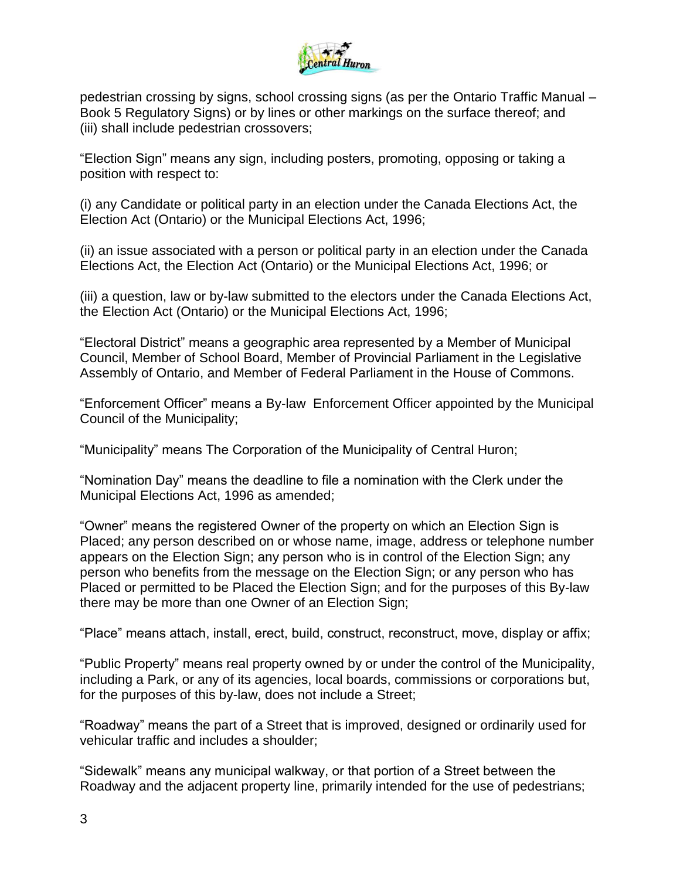pedestrian crossing by signs, school crossing signs (as per the Ontario Traffic Manual – Book 5 Regulatory Signs) or by lines or other markings on the surface thereof; and (iii) shall include pedestrian crossovers;

"Election Sign" means any sign, including posters, promoting, opposing or taking a position with respect to:

(i) any Candidate or political party in an election under the Canada Elections Act, the Election Act (Ontario) or the Municipal Elections Act, 1996;

(ii) an issue associated with a person or political party in an election under the Canada Elections Act, the Election Act (Ontario) or the Municipal Elections Act, 1996; or

(iii) a question, law or by-law submitted to the electors under the Canada Elections Act, the Election Act (Ontario) or the Municipal Elections Act, 1996;

"Electoral District" means a geographic area represented by a Member of Municipal Council, Member of School Board, Member of Provincial Parliament in the Legislative Assembly of Ontario, and Member of Federal Parliament in the House of Commons.

"Enforcement Officer" means a By-law Enforcement Officer appointed by the Municipal Council of the Municipality;

"Municipality" means The Corporation of the Municipality of Central Huron;

"Nomination Day" means the deadline to file a nomination with the Clerk under the Municipal Elections Act, 1996 as amended;

"Owner" means the registered Owner of the property on which an Election Sign is Placed; any person described on or whose name, image, address or telephone number appears on the Election Sign; any person who is in control of the Election Sign; any person who benefits from the message on the Election Sign; or any person who has Placed or permitted to be Placed the Election Sign; and for the purposes of this By-law there may be more than one Owner of an Election Sign;

"Place" means attach, install, erect, build, construct, reconstruct, move, display or affix;

"Public Property" means real property owned by or under the control of the Municipality, including a Park, or any of its agencies, local boards, commissions or corporations but, for the purposes of this by-law, does not include a Street;

"Roadway" means the part of a Street that is improved, designed or ordinarily used for vehicular traffic and includes a shoulder;

"Sidewalk" means any municipal walkway, or that portion of a Street between the Roadway and the adjacent property line, primarily intended for the use of pedestrians;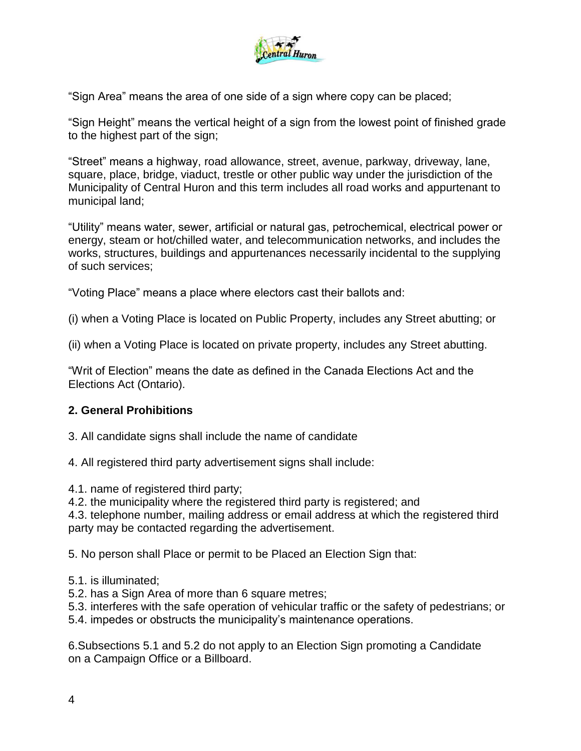"Sign Area" means the area of one side of a sign where copy can be placed;

"Sign Height" means the vertical height of a sign from the lowest point of finished grade to the highest part of the sign;

"Street" means a highway, road allowance, street, avenue, parkway, driveway, lane, square, place, bridge, viaduct, trestle or other public way under the jurisdiction of the Municipality of Central Huron and this term includes all road works and appurtenant to municipal land;

"Utility" means water, sewer, artificial or natural gas, petrochemical, electrical power or energy, steam or hot/chilled water, and telecommunication networks, and includes the works, structures, buildings and appurtenances necessarily incidental to the supplying of such services;

"Voting Place" means a place where electors cast their ballots and:

(i) when a Voting Place is located on Public Property, includes any Street abutting; or

(ii) when a Voting Place is located on private property, includes any Street abutting.

"Writ of Election" means the date as defined in the Canada Elections Act and the Elections Act (Ontario).

## 2. General Prohibitions

3. All candidate signs shall include the name of candidate

4. All registered third party advertisement signs shall include:

4.1. name of registered third party;
4.2. the municipality where the registered third party is registered; and
4.3. telephone number, mailing address or email address at which the registered third party may be contacted regarding the advertisement.

5. No person shall Place or permit to be Placed an Election Sign that:

5.1. is illuminated;
5.2. has a Sign Area of more than 6 square metres;
5.3. interferes with the safe operation of vehicular traffic or the safety of pedestrians; or
5.4. impedes or obstructs the municipality's maintenance operations.

6.Subsections 5.1 and 5.2 do not apply to an Election Sign promoting a Candidate on a Campaign Office or a Billboard.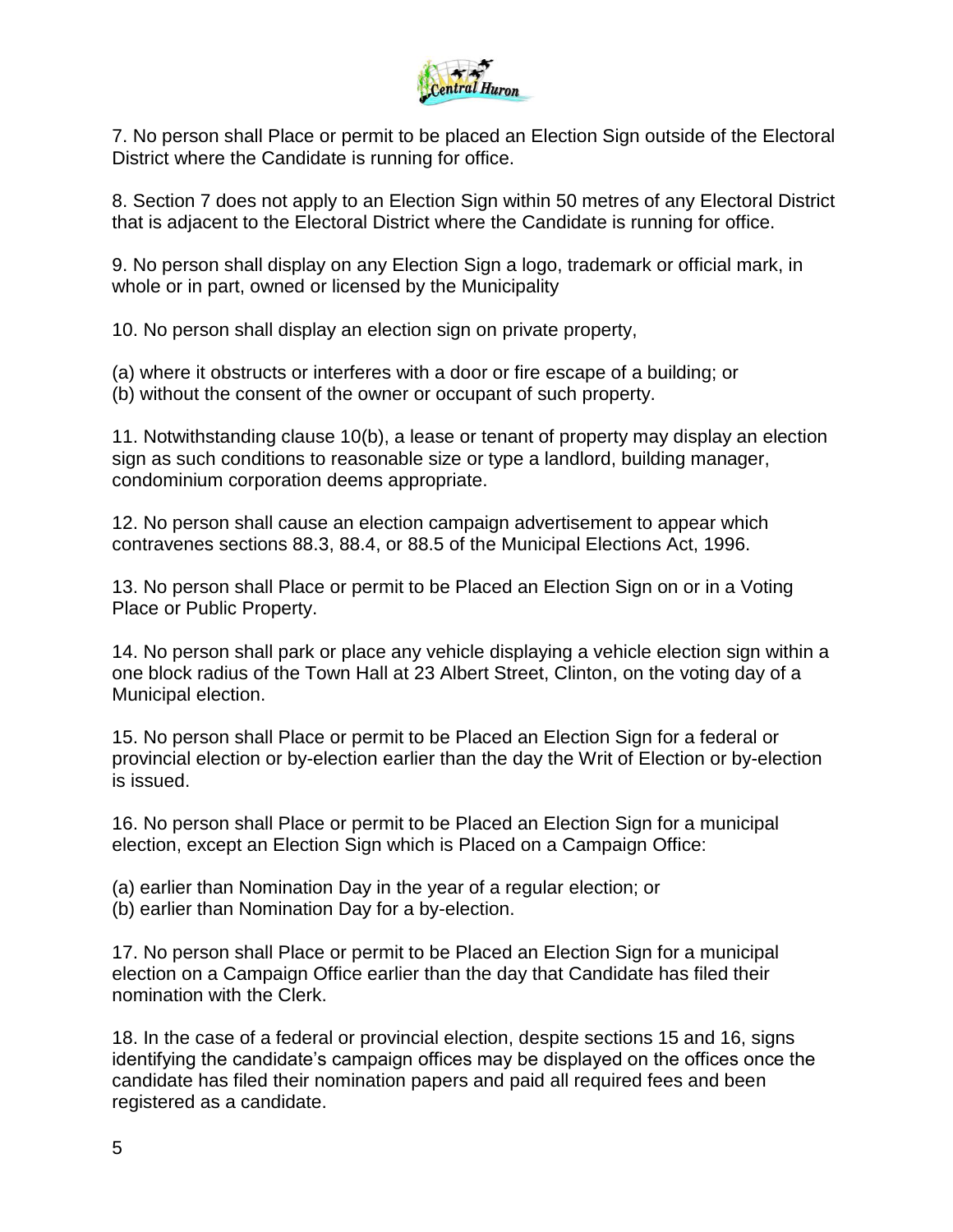7. No person shall Place or permit to be placed an Election Sign outside of the Electoral District where the Candidate is running for office.

8. Section 7 does not apply to an Election Sign within 50 metres of any Electoral District that is adjacent to the Electoral District where the Candidate is running for office.

9. No person shall display on any Election Sign a logo, trademark or official mark, in whole or in part, owned or licensed by the Municipality

10. No person shall display an election sign on private property,

(a) where it obstructs or interferes with a door or fire escape of a building; or
(b) without the consent of the owner or occupant of such property.

11. Notwithstanding clause 10(b), a lease or tenant of property may display an election sign as such conditions to reasonable size or type a landlord, building manager, condominium corporation deems appropriate.

12. No person shall cause an election campaign advertisement to appear which contravenes sections 88.3, 88.4, or 88.5 of the Municipal Elections Act, 1996.

13. No person shall Place or permit to be Placed an Election Sign on or in a Voting Place or Public Property.

14. No person shall park or place any vehicle displaying a vehicle election sign within a one block radius of the Town Hall at 23 Albert Street, Clinton, on the voting day of a Municipal election.

15. No person shall Place or permit to be Placed an Election Sign for a federal or provincial election or by-election earlier than the day the Writ of Election or by-election is issued.

16. No person shall Place or permit to be Placed an Election Sign for a municipal election, except an Election Sign which is Placed on a Campaign Office:

(a) earlier than Nomination Day in the year of a regular election; or
(b) earlier than Nomination Day for a by-election.

17. No person shall Place or permit to be Placed an Election Sign for a municipal election on a Campaign Office earlier than the day that Candidate has filed their nomination with the Clerk.

18. In the case of a federal or provincial election, despite sections 15 and 16, signs identifying the candidate's campaign offices may be displayed on the offices once the candidate has filed their nomination papers and paid all required fees and been registered as a candidate.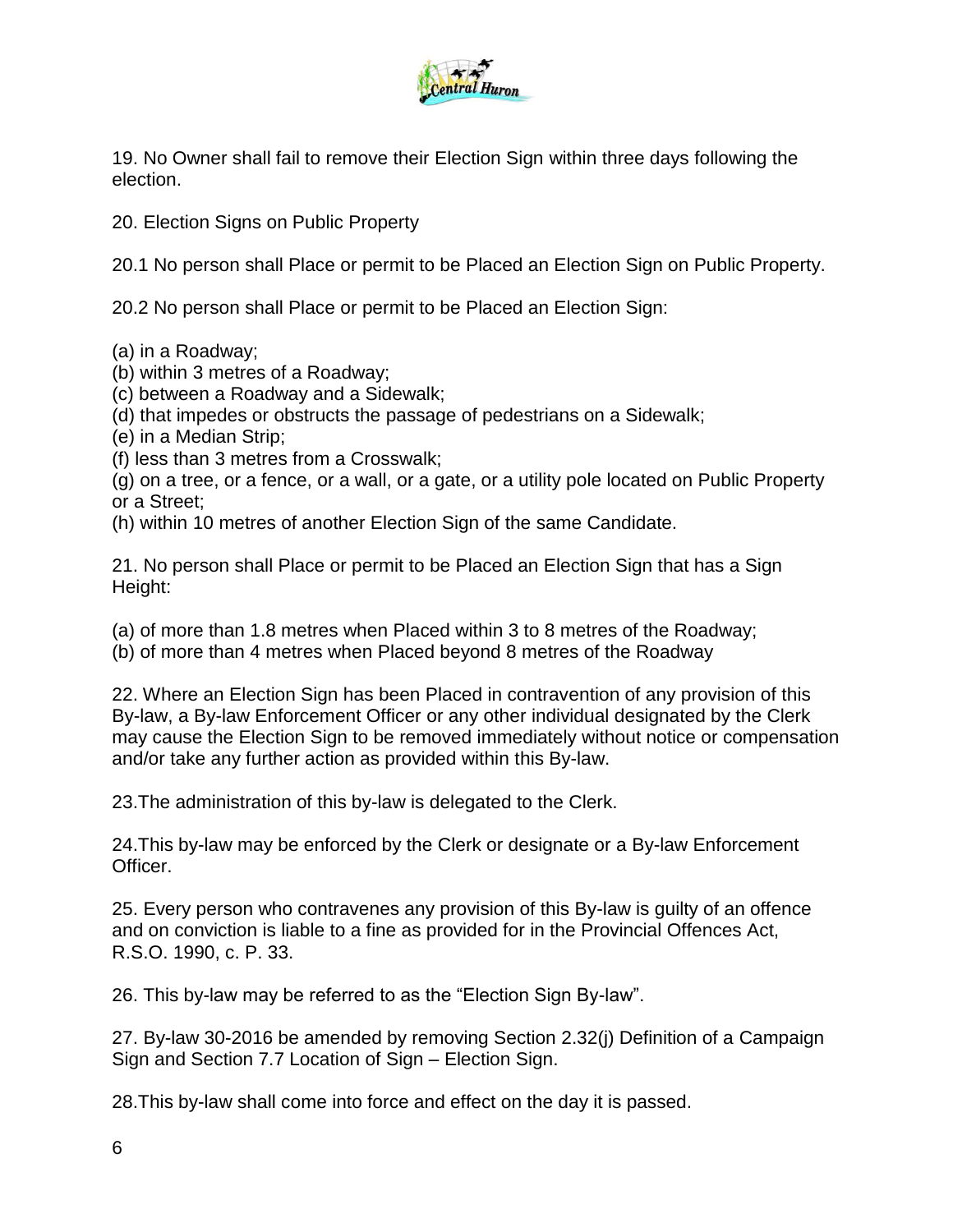19. No Owner shall fail to remove their Election Sign within three days following the election.

20. Election Signs on Public Property

20.1 No person shall Place or permit to be Placed an Election Sign on Public Property.

20.2 No person shall Place or permit to be Placed an Election Sign:

(a) in a Roadway;
(b) within 3 metres of a Roadway;
(c) between a Roadway and a Sidewalk;
(d) that impedes or obstructs the passage of pedestrians on a Sidewalk;
(e) in a Median Strip;
(f) less than 3 metres from a Crosswalk;
(g) on a tree, or a fence, or a wall, or a gate, or a utility pole located on Public Property or a Street;
(h) within 10 metres of another Election Sign of the same Candidate.

21. No person shall Place or permit to be Placed an Election Sign that has a Sign Height:

(a) of more than 1.8 metres when Placed within 3 to 8 metres of the Roadway;
(b) of more than 4 metres when Placed beyond 8 metres of the Roadway

22. Where an Election Sign has been Placed in contravention of any provision of this By-law, a By-law Enforcement Officer or any other individual designated by the Clerk may cause the Election Sign to be removed immediately without notice or compensation and/or take any further action as provided within this By-law.

23.The administration of this by-law is delegated to the Clerk.

24.This by-law may be enforced by the Clerk or designate or a By-law Enforcement Officer.

25. Every person who contravenes any provision of this By-law is guilty of an offence and on conviction is liable to a fine as provided for in the Provincial Offences Act, R.S.O. 1990, c. P. 33.

26. This by-law may be referred to as the "Election Sign By-law".

27. By-law 30-2016 be amended by removing Section 2.32(j) Definition of a Campaign Sign and Section 7.7 Location of Sign – Election Sign.

28.This by-law shall come into force and effect on the day it is passed.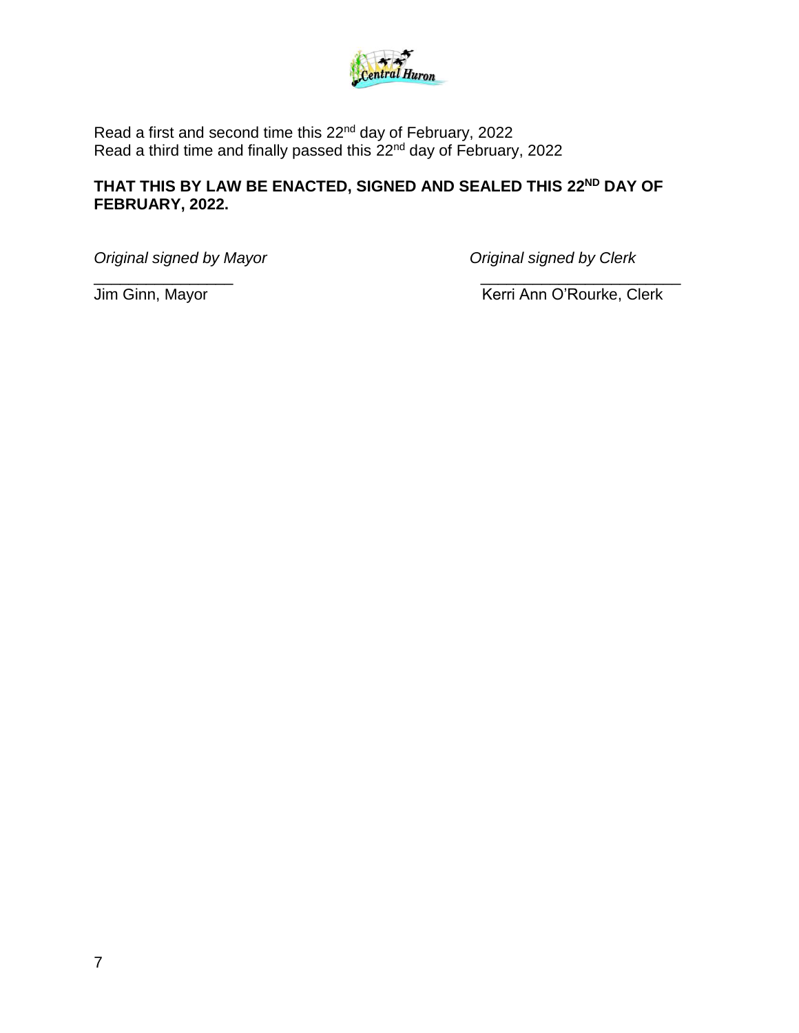Read a first and second time this 22nd day of February, 2022
Read a third time and finally passed this 22nd day of February, 2022

**THAT THIS BY LAW BE ENACTED, SIGNED AND SEALED THIS 22ND DAY OF FEBRUARY, 2022.**

*Original signed by Mayor*
________________
Jim Ginn, Mayor

*Original signed by Clerk*
________________________
Kerri Ann O'Rourke, Clerk